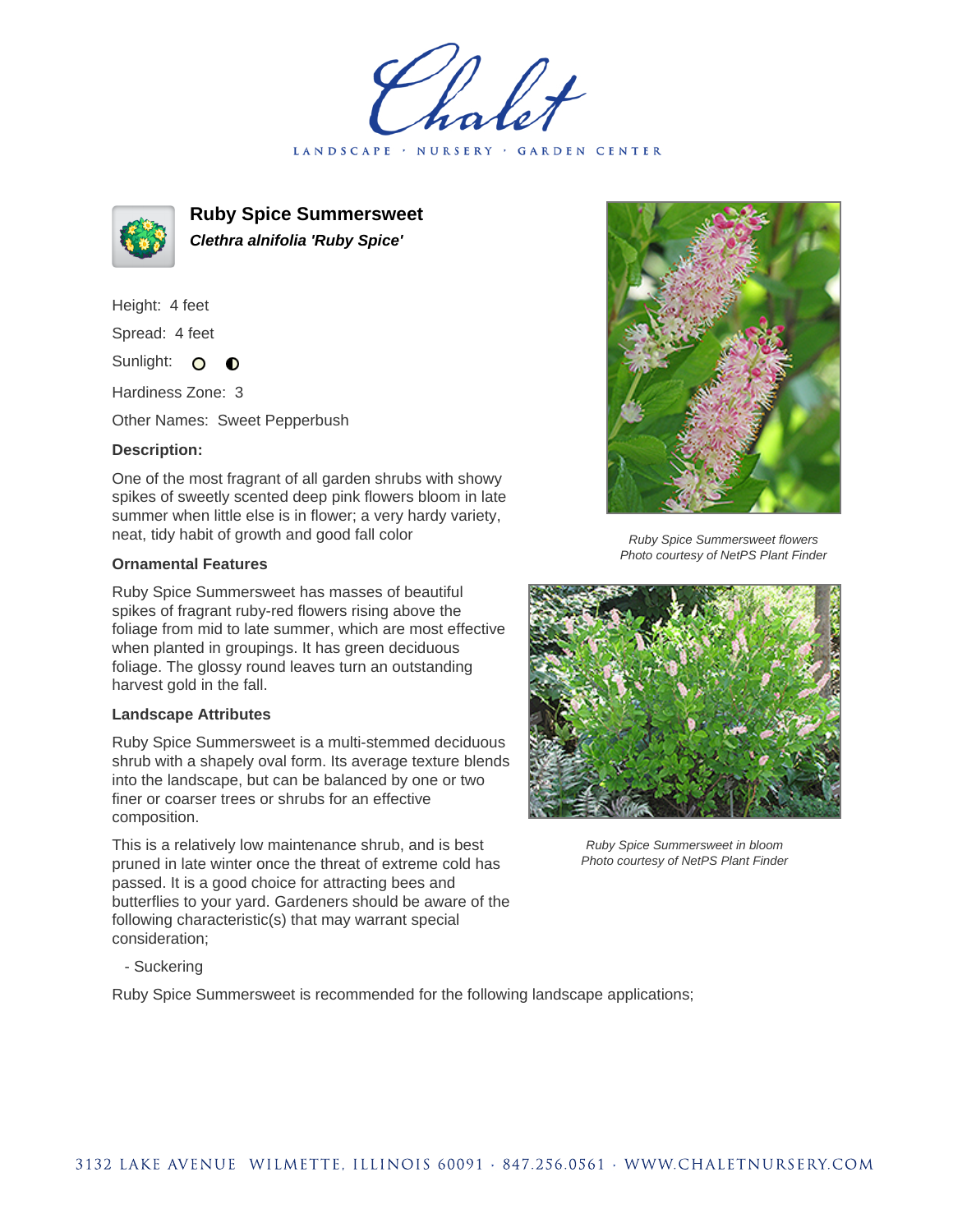# Ruby Spice Summersweet

***Clethra alnifolia 'Ruby Spice'***

Height: 4 feet

Spread: 4 feet

Sunlight: 

Hardiness Zone: 3

Other Names: Sweet Pepperbush

**Description:**

One of the most fragrant of all garden shrubs with showy spikes of sweetly scented deep pink flowers bloom in late summer when little else is in flower; a very hardy variety, neat, tidy habit of growth and good fall color

*Ruby Spice Summersweet flowers*
*Photo courtesy of NetPS Plant Finder*

### Ornamental Features

Ruby Spice Summersweet has masses of beautiful spikes of fragrant ruby-red flowers rising above the foliage from mid to late summer, which are most effective when planted in groupings. It has green deciduous foliage. The glossy round leaves turn an outstanding harvest gold in the fall.

### Landscape Attributes

Ruby Spice Summersweet is a multi-stemmed deciduous shrub with a shapely oval form. Its average texture blends into the landscape, but can be balanced by one or two finer or coarser trees or shrubs for an effective composition.

This is a relatively low maintenance shrub, and is best pruned in late winter once the threat of extreme cold has passed. It is a good choice for attracting bees and butterflies to your yard. Gardeners should be aware of the following characteristic(s) that may warrant special consideration;

- Suckering

*Ruby Spice Summersweet in bloom*
*Photo courtesy of NetPS Plant Finder*

Ruby Spice Summersweet is recommended for the following landscape applications;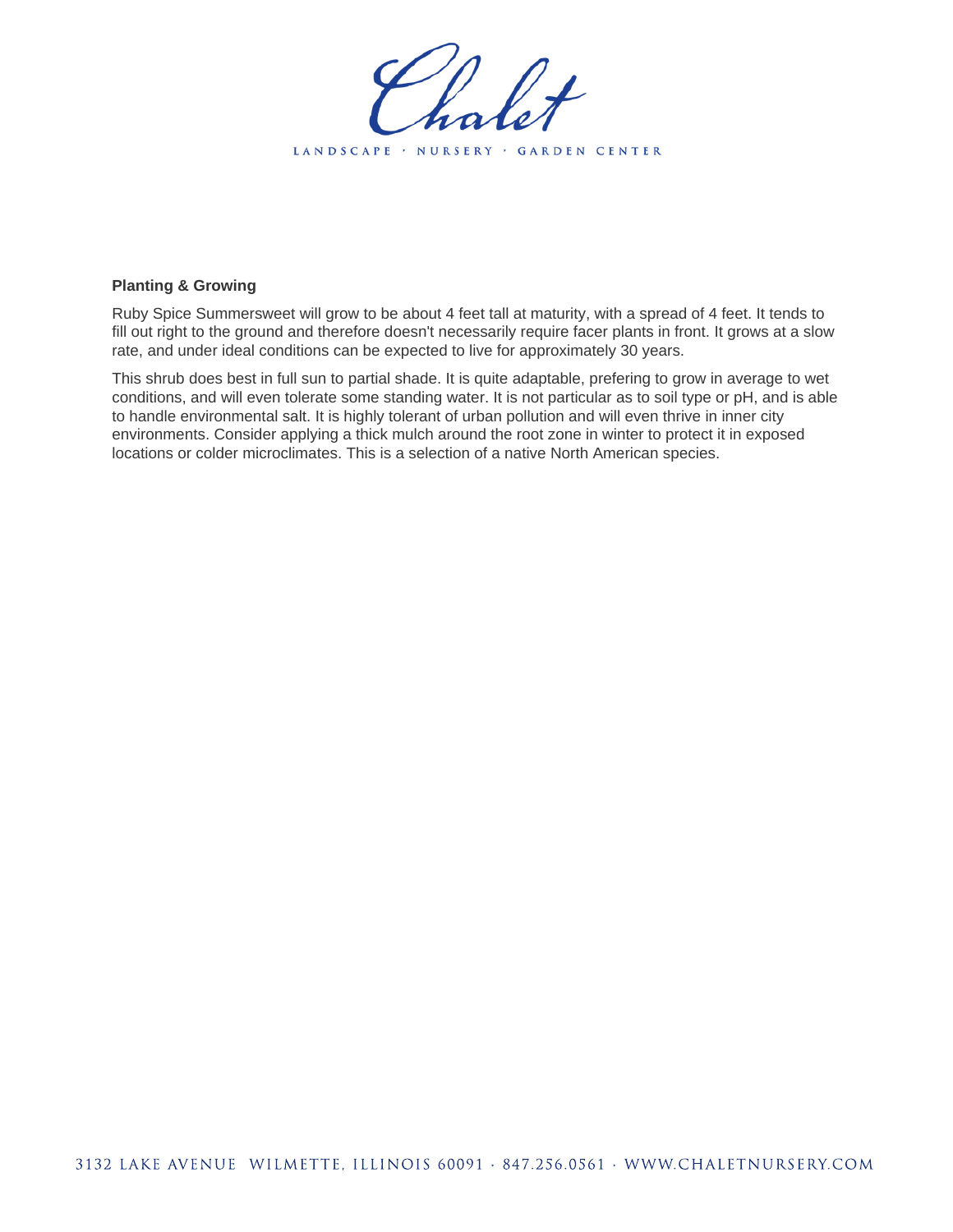### Planting & Growing

Ruby Spice Summersweet will grow to be about 4 feet tall at maturity, with a spread of 4 feet. It tends to fill out right to the ground and therefore doesn't necessarily require facer plants in front. It grows at a slow rate, and under ideal conditions can be expected to live for approximately 30 years.

This shrub does best in full sun to partial shade. It is quite adaptable, prefering to grow in average to wet conditions, and will even tolerate some standing water. It is not particular as to soil type or pH, and is able to handle environmental salt. It is highly tolerant of urban pollution and will even thrive in inner city environments. Consider applying a thick mulch around the root zone in winter to protect it in exposed locations or colder microclimates. This is a selection of a native North American species.